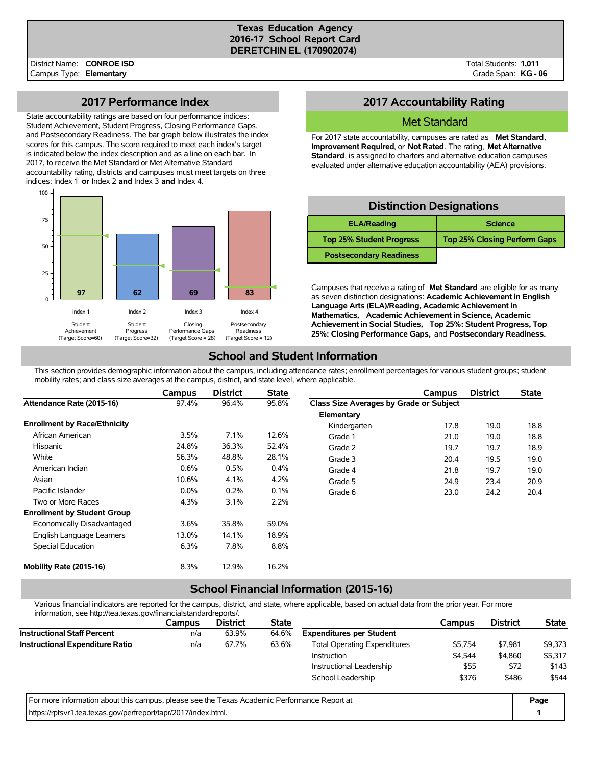# Texas Education Agency
## 2016-17 School Report Card
## DERETCHIN EL (170902074)

District Name: **CONROE ISD**
Campus Type: **Elementary**

Total Students: **1,011**
Grade Span: **KG - 06**

## 2017 Performance Index

State accountability ratings are based on four performance indices: Student Achievement, Student Progress, Closing Performance Gaps, and Postsecondary Readiness. The bar graph below illustrates the index scores for this campus. The score required to meet each index's target is indicated below the index description and as a line on each bar. In 2017, to receive the Met Standard or Met Alternative Standard accountability rating, districts and campuses must meet targets on three indices: Index 1 **or** Index 2 **and** Index 3 **and** Index 4.

| Index | Description | Score | Target Score |
|---|---|---|---|
| Index 1 | Student Achievement | 97 | 60 |
| Index 2 | Student Progress | 62 | 32 |
| Index 3 | Closing Performance Gaps | 69 | 28 |
| Index 4 | Postsecondary Readiness | 83 | 12 |

## 2017 Accountability Rating

### Met Standard

For 2017 state accountability, campuses are rated as **Met Standard**, **Improvement Required**, or **Not Rated**. The rating, **Met Alternative Standard**, is assigned to charters and alternative education campuses evaluated under alternative education accountability (AEA) provisions.

## Distinction Designations

| ELA/Reading | Science |
|---|---|
| Top 25% Student Progress | Top 25% Closing Perform Gaps |
| Postsecondary Readiness | |

Campuses that receive a rating of **Met Standard** are eligible for as many as seven distinction designations: **Academic Achievement in English Language Arts (ELA)/Reading, Academic Achievement in Mathematics, Academic Achievement in Science, Academic Achievement in Social Studies, Top 25%: Student Progress, Top 25%: Closing Performance Gaps,** and **Postsecondary Readiness.**

## School and Student Information

This section provides demographic information about the campus, including attendance rates; enrollment percentages for various student groups; student mobility rates; and class size averages at the campus, district, and state level, where applicable.

| | Campus | District | State |
|---|---|---|---|
| **Attendance Rate (2015-16)** | 97.4% | 96.4% | 95.8% |
| **Enrollment by Race/Ethnicity** | | | |
| African American | 3.5% | 7.1% | 12.6% |
| Hispanic | 24.8% | 36.3% | 52.4% |
| White | 56.3% | 48.8% | 28.1% |
| American Indian | 0.6% | 0.5% | 0.4% |
| Asian | 10.6% | 4.1% | 4.2% |
| Pacific Islander | 0.0% | 0.2% | 0.1% |
| Two or More Races | 4.3% | 3.1% | 2.2% |
| **Enrollment by Student Group** | | | |
| Economically Disadvantaged | 3.6% | 35.8% | 59.0% |
| English Language Learners | 13.0% | 14.1% | 18.9% |
| Special Education | 6.3% | 7.8% | 8.8% |
| **Mobility Rate (2015-16)** | 8.3% | 12.9% | 16.2% |

| | Campus | District | State |
|---|---|---|---|
| **Class Size Averages by Grade or Subject** | | | |
| **Elementary** | | | |
| Kindergarten | 17.8 | 19.0 | 18.8 |
| Grade 1 | 21.0 | 19.0 | 18.8 |
| Grade 2 | 19.7 | 19.7 | 18.9 |
| Grade 3 | 20.4 | 19.5 | 19.0 |
| Grade 4 | 21.8 | 19.7 | 19.0 |
| Grade 5 | 24.9 | 23.4 | 20.9 |
| Grade 6 | 23.0 | 24.2 | 20.4 |

## School Financial Information (2015-16)

Various financial indicators are reported for the campus, district, and state, where applicable, based on actual data from the prior year. For more information, see http://tea.texas.gov/financialstandardreports/.

| | Campus | District | State |
|---|---|---|---|
| **Instructional Staff Percent** | n/a | 63.9% | 64.6% |
| **Instructional Expenditure Ratio** | n/a | 67.7% | 63.6% |

| | Campus | District | State |
|---|---|---|---|
| **Expenditures per Student** | | | |
| Total Operating Expenditures | $5,754 | $7,981 | $9,373 |
| Instruction | $4,544 | $4,860 | $5,317 |
| Instructional Leadership | $55 | $72 | $143 |
| School Leadership | $376 | $486 | $544 |

For more information about this campus, please see the Texas Academic Performance Report at https://rptsvr1.tea.texas.gov/perfreport/tapr/2017/index.html.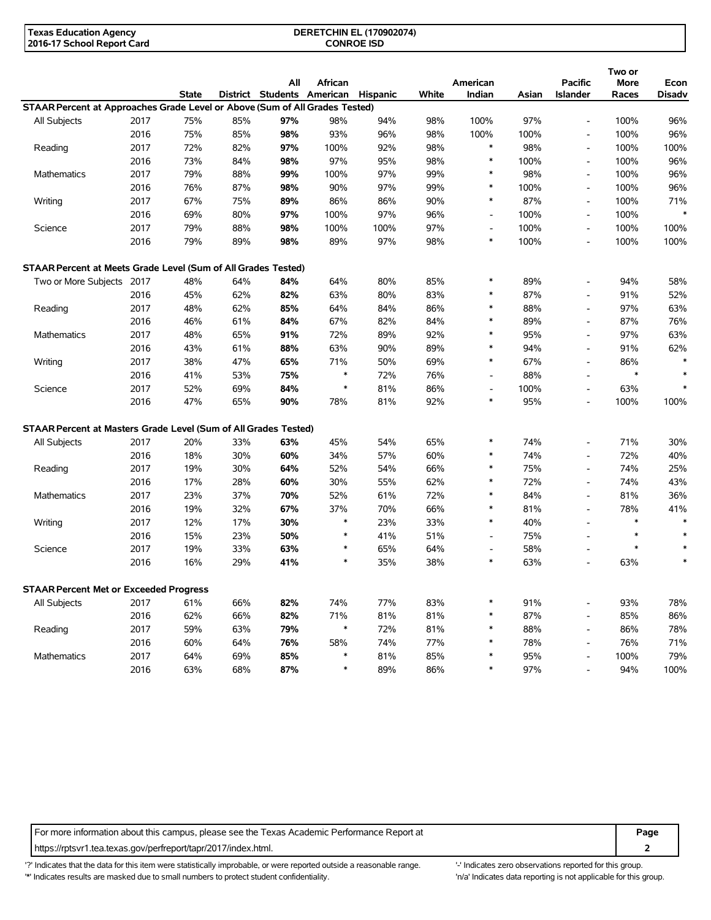| | | State | District | All Students | African American | Hispanic | White | American Indian | Asian | Pacific Islander | Two or More Races | Econ Disadv |
|---|---|---|---|---|---|---|---|---|---|---|---|---|
| **STAAR Percent at Approaches Grade Level or Above (Sum of All Grades Tested)** | | | | | | | | | | | | |
| All Subjects | 2017 | 75% | 85% | **97%** | 98% | 94% | 98% | 100% | 97% | - | 100% | 96% |
| | 2016 | 75% | 85% | **98%** | 93% | 96% | 98% | 100% | 100% | - | 100% | 96% |
| Reading | 2017 | 72% | 82% | **97%** | 100% | 92% | 98% | * | 98% | - | 100% | 100% |
| | 2016 | 73% | 84% | **98%** | 97% | 95% | 98% | * | 100% | - | 100% | 96% |
| Mathematics | 2017 | 79% | 88% | **99%** | 100% | 97% | 99% | * | 98% | - | 100% | 96% |
| | 2016 | 76% | 87% | **98%** | 90% | 97% | 99% | * | 100% | - | 100% | 96% |
| Writing | 2017 | 67% | 75% | **89%** | 86% | 86% | 90% | * | 87% | - | 100% | 71% |
| | 2016 | 69% | 80% | **97%** | 100% | 97% | 96% | - | 100% | - | 100% | * |
| Science | 2017 | 79% | 88% | **98%** | 100% | 100% | 97% | - | 100% | - | 100% | 100% |
| | 2016 | 79% | 89% | **98%** | 89% | 97% | 98% | * | 100% | - | 100% | 100% |
| **STAAR Percent at Meets Grade Level (Sum of All Grades Tested)** | | | | | | | | | | | | |
| Two or More Subjects | 2017 | 48% | 64% | **84%** | 64% | 80% | 85% | * | 89% | - | 94% | 58% |
| | 2016 | 45% | 62% | **82%** | 63% | 80% | 83% | * | 87% | - | 91% | 52% |
| Reading | 2017 | 48% | 62% | **85%** | 64% | 84% | 86% | * | 88% | - | 97% | 63% |
| | 2016 | 46% | 61% | **84%** | 67% | 82% | 84% | * | 89% | - | 87% | 76% |
| Mathematics | 2017 | 48% | 65% | **91%** | 72% | 89% | 92% | * | 95% | - | 97% | 63% |
| | 2016 | 43% | 61% | **88%** | 63% | 90% | 89% | * | 94% | - | 91% | 62% |
| Writing | 2017 | 38% | 47% | **65%** | 71% | 50% | 69% | * | 67% | - | 86% | * |
| | 2016 | 41% | 53% | **75%** | * | 72% | 76% | - | 88% | - | * | * |
| Science | 2017 | 52% | 69% | **84%** | * | 81% | 86% | - | 100% | - | 63% | * |
| | 2016 | 47% | 65% | **90%** | 78% | 81% | 92% | * | 95% | - | 100% | 100% |
| **STAAR Percent at Masters Grade Level (Sum of All Grades Tested)** | | | | | | | | | | | | |
| All Subjects | 2017 | 20% | 33% | **63%** | 45% | 54% | 65% | * | 74% | - | 71% | 30% |
| | 2016 | 18% | 30% | **60%** | 34% | 57% | 60% | * | 74% | - | 72% | 40% |
| Reading | 2017 | 19% | 30% | **64%** | 52% | 54% | 66% | * | 75% | - | 74% | 25% |
| | 2016 | 17% | 28% | **60%** | 30% | 55% | 62% | * | 72% | - | 74% | 43% |
| Mathematics | 2017 | 23% | 37% | **70%** | 52% | 61% | 72% | * | 84% | - | 81% | 36% |
| | 2016 | 19% | 32% | **67%** | 37% | 70% | 66% | * | 81% | - | 78% | 41% |
| Writing | 2017 | 12% | 17% | **30%** | * | 23% | 33% | * | 40% | - | * | * |
| | 2016 | 15% | 23% | **50%** | * | 41% | 51% | - | 75% | - | * | * |
| Science | 2017 | 19% | 33% | **63%** | * | 65% | 64% | - | 58% | - | * | * |
| | 2016 | 16% | 29% | **41%** | * | 35% | 38% | * | 63% | - | 63% | * |
| **STAAR Percent Met or Exceeded Progress** | | | | | | | | | | | | |
| All Subjects | 2017 | 61% | 66% | **82%** | 74% | 77% | 83% | * | 91% | - | 93% | 78% |
| | 2016 | 62% | 66% | **82%** | 71% | 81% | 81% | * | 87% | - | 85% | 86% |
| Reading | 2017 | 59% | 63% | **79%** | * | 72% | 81% | * | 88% | - | 86% | 78% |
| | 2016 | 60% | 64% | **76%** | 58% | 74% | 77% | * | 78% | - | 76% | 71% |
| Mathematics | 2017 | 64% | 69% | **85%** | * | 81% | 85% | * | 95% | - | 100% | 79% |
| | 2016 | 63% | 68% | **87%** | * | 89% | 86% | * | 97% | - | 94% | 100% |

For more information about this campus, please see the Texas Academic Performance Report at https://rptsvr1.tea.texas.gov/perfreport/tapr/2017/index.html.

'?' Indicates that the data for this item were statistically improbable, or were reported outside a reasonable range.
'*' Indicates results are masked due to small numbers to protect student confidentiality.
'-' Indicates zero observations reported for this group.
'n/a' Indicates data reporting is not applicable for this group.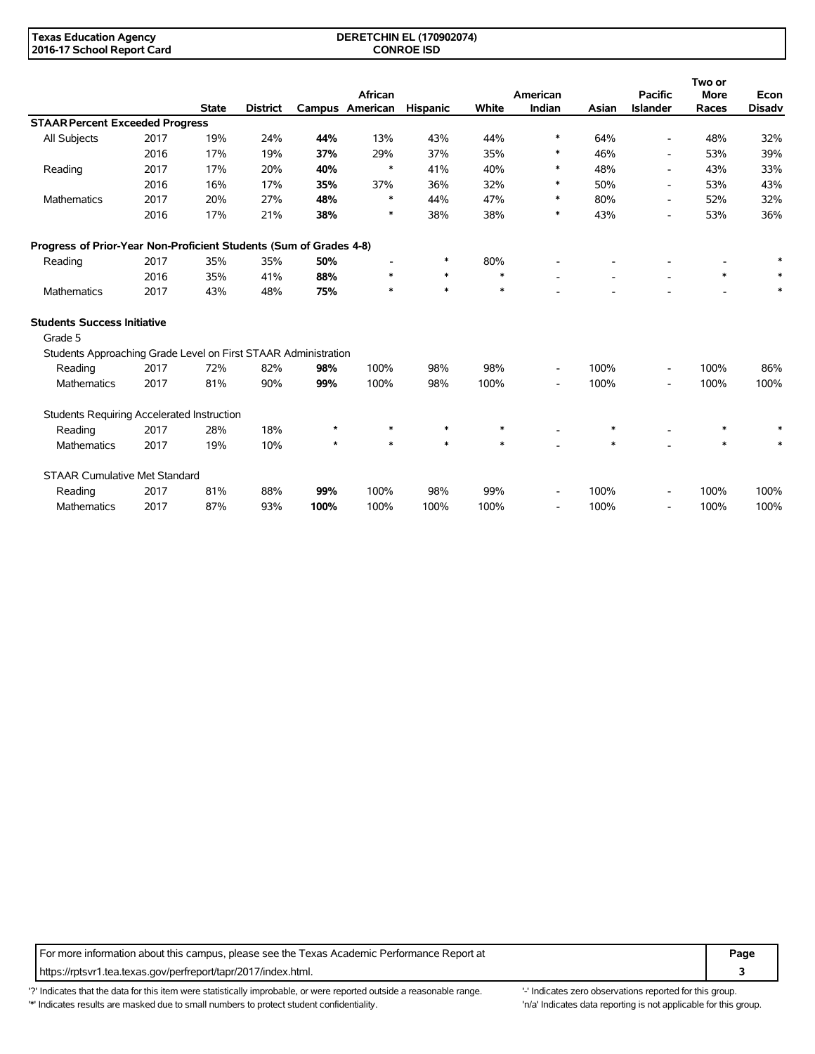| | | State | District | Campus | African American | Hispanic | White | American Indian | Asian | Pacific Islander | Two or More Races | Econ Disadv |
|---|---|---|---|---|---|---|---|---|---|---|---|---|
| **STAAR Percent Exceeded Progress** | | | | | | | | | | | | |
| All Subjects | 2017 | 19% | 24% | **44%** | 13% | 43% | 44% | * | 64% | - | 48% | 32% |
| | 2016 | 17% | 19% | **37%** | 29% | 37% | 35% | * | 46% | - | 53% | 39% |
| Reading | 2017 | 17% | 20% | **40%** | * | 41% | 40% | * | 48% | - | 43% | 33% |
| | 2016 | 16% | 17% | **35%** | 37% | 36% | 32% | * | 50% | - | 53% | 43% |
| Mathematics | 2017 | 20% | 27% | **48%** | * | 44% | 47% | * | 80% | - | 52% | 32% |
| | 2016 | 17% | 21% | **38%** | * | 38% | 38% | * | 43% | - | 53% | 36% |
| **Progress of Prior-Year Non-Proficient Students (Sum of Grades 4-8)** | | | | | | | | | | | | |
| Reading | 2017 | 35% | 35% | **50%** | - | * | 80% | - | - | - | - | * |
| | 2016 | 35% | 41% | **88%** | * | * | * | - | - | - | * | * |
| Mathematics | 2017 | 43% | 48% | **75%** | * | * | * | - | - | - | - | * |
| **Students Success Initiative** | | | | | | | | | | | | |
| Grade 5 | | | | | | | | | | | | |
| Students Approaching Grade Level on First STAAR Administration | | | | | | | | | | | | |
| Reading | 2017 | 72% | 82% | **98%** | 100% | 98% | 98% | - | 100% | - | 100% | 86% |
| Mathematics | 2017 | 81% | 90% | **99%** | 100% | 98% | 100% | - | 100% | - | 100% | 100% |
| Students Requiring Accelerated Instruction | | | | | | | | | | | | |
| Reading | 2017 | 28% | 18% | * | * | * | * | - | * | - | * | * |
| Mathematics | 2017 | 19% | 10% | * | * | * | * | - | * | - | * | * |
| STAAR Cumulative Met Standard | | | | | | | | | | | | |
| Reading | 2017 | 81% | 88% | **99%** | 100% | 98% | 99% | - | 100% | - | 100% | 100% |
| Mathematics | 2017 | 87% | 93% | **100%** | 100% | 100% | 100% | - | 100% | - | 100% | 100% |

For more information about this campus, please see the Texas Academic Performance Report at https://rptsvr1.tea.texas.gov/perfreport/tapr/2017/index.html.

'?' Indicates that the data for this item were statistically improbable, or were reported outside a reasonable range.
'*' Indicates results are masked due to small numbers to protect student confidentiality.
'-' Indicates zero observations reported for this group.
'n/a' Indicates data reporting is not applicable for this group.